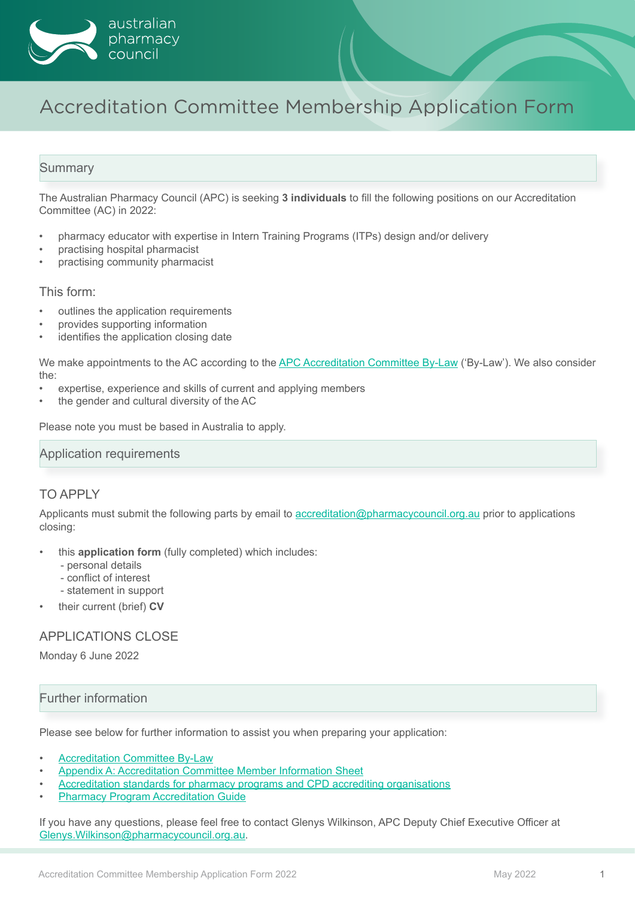# Accreditation Committee Membership Application Form

## Summary

The Australian Pharmacy Council (APC) is seeking **3 individuals** to fill the following positions on our Accreditation Committee (AC) in 2022:

- pharmacy educator with expertise in Intern Training Programs (ITPs) design and/or delivery
- practising hospital pharmacist
- practising community pharmacist

### This form:

- outlines the application requirements
- provides supporting information
- identifies the application closing date

We make appointments to the AC according to the APC Accreditation Committee By-Law ('By-Law'). We also consider the:

- expertise, experience and skills of current and applying members
- the gender and cultural diversity of the AC

Please note you must be based in Australia to apply.

## Application requirements

### TO APPLY

Applicants must submit the following parts by email to accreditation@pharmacycouncil.org.au prior to applications closing:

- this **application form** (fully completed) which includes:
  - personal details
  - conflict of interest
  - statement in support
- their current (brief) **CV**

### APPLICATIONS CLOSE

Monday 6 June 2022

## Further information

Please see below for further information to assist you when preparing your application:

- Accreditation Committee By-Law
- Appendix A: Accreditation Committee Member Information Sheet
- Accreditation standards for pharmacy programs and CPD accrediting organisations
- Pharmacy Program Accreditation Guide

If you have any questions, please feel free to contact Glenys Wilkinson, APC Deputy Chief Executive Officer at Glenys.Wilkinson@pharmacycouncil.org.au.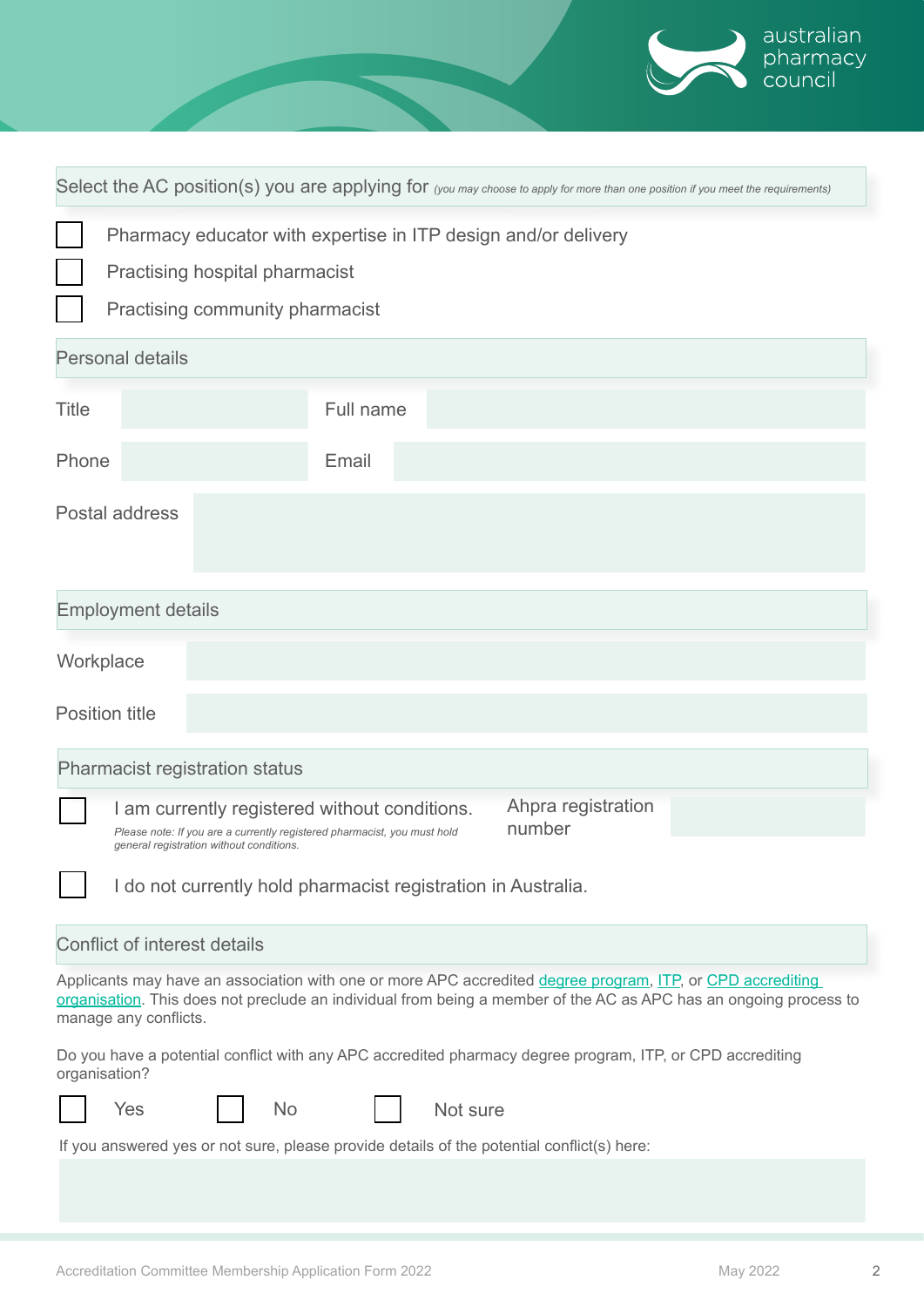## Select the AC position(s) you are applying for *(you may choose to apply for more than one position if you meet the requirements)*

- [ ] Pharmacy educator with expertise in ITP design and/or delivery
- [ ] Practising hospital pharmacist
- [ ] Practising community pharmacist

## Personal details

| Title | | Full name | |
|---|---|---|---|
| Phone | | Email | |

Postal address

## Employment details

Workplace

Position title

## Pharmacist registration status

- [ ] I am currently registered without conditions.
  *Please note: If you are a currently registered pharmacist, you must hold general registration without conditions.*

Ahpra registration number

- [ ] I do not currently hold pharmacist registration in Australia.

## Conflict of interest details

Applicants may have an association with one or more APC accredited degree program, ITP, or CPD accrediting organisation. This does not preclude an individual from being a member of the AC as APC has an ongoing process to manage any conflicts.

Do you have a potential conflict with any APC accredited pharmacy degree program, ITP, or CPD accrediting organisation?

- [ ] Yes
- [ ] No
- [ ] Not sure

If you answered yes or not sure, please provide details of the potential conflict(s) here: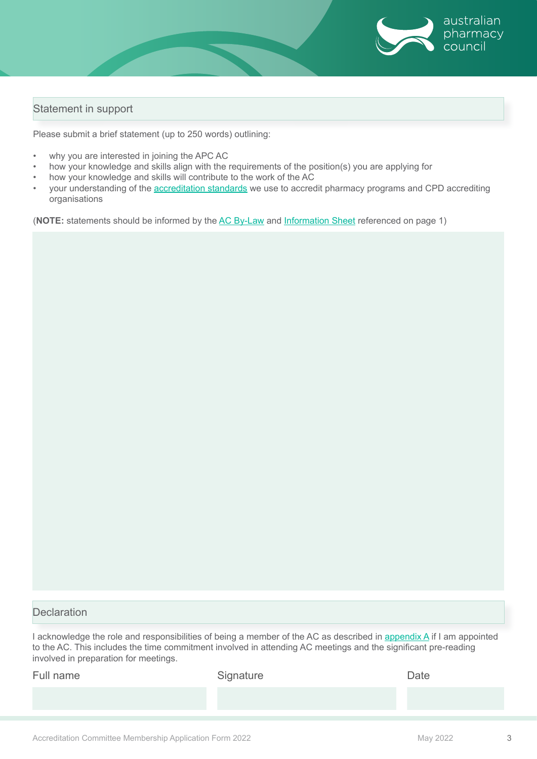## Statement in support

Please submit a brief statement (up to 250 words) outlining:

- why you are interested in joining the APC AC
- how your knowledge and skills align with the requirements of the position(s) you are applying for
- how your knowledge and skills will contribute to the work of the AC
- your understanding of the accreditation standards we use to accredit pharmacy programs and CPD accrediting organisations

(**NOTE:** statements should be informed by the AC By-Law and Information Sheet referenced on page 1)

## Declaration

I acknowledge the role and responsibilities of being a member of the AC as described in appendix A if I am appointed to the AC. This includes the time commitment involved in attending AC meetings and the significant pre-reading involved in preparation for meetings.

| Full name | Signature | Date |
|---|---|---|
| | | |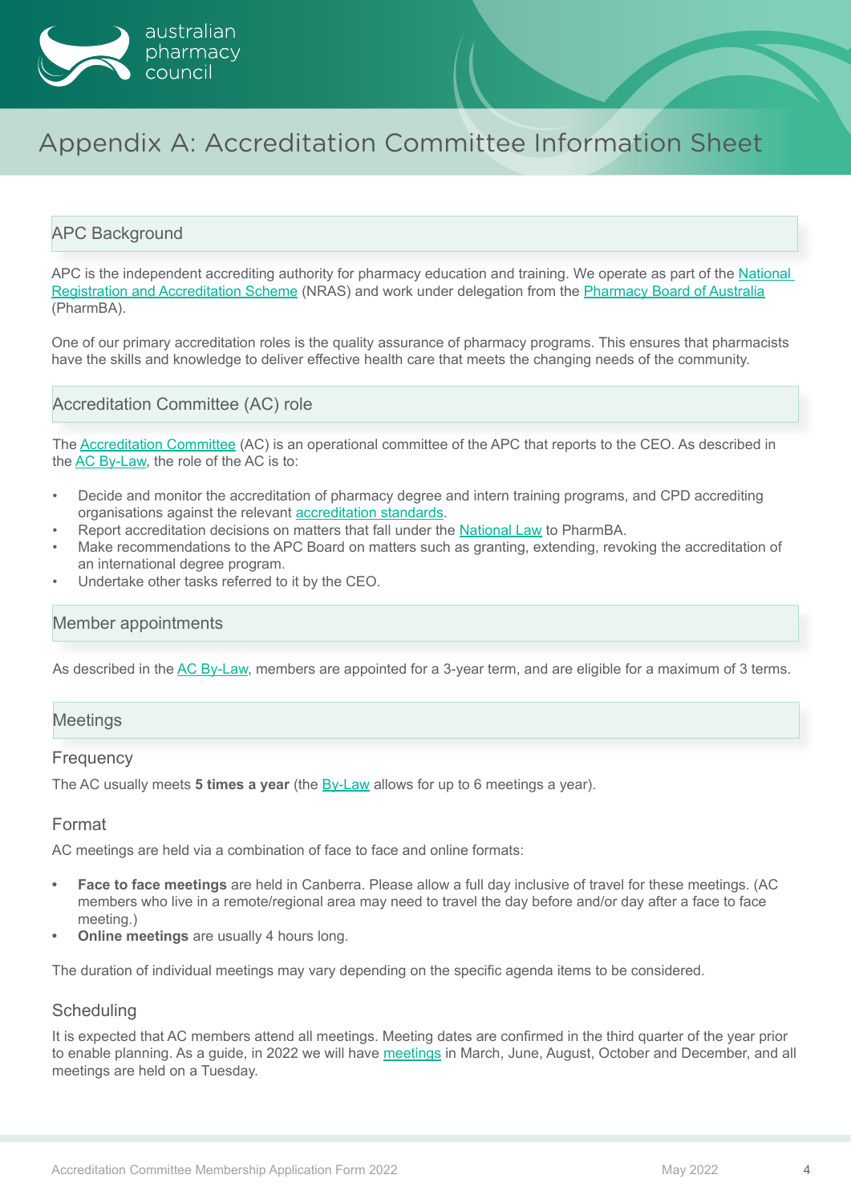# Appendix A: Accreditation Committee Information Sheet

## APC Background

APC is the independent accrediting authority for pharmacy education and training. We operate as part of the National Registration and Accreditation Scheme (NRAS) and work under delegation from the Pharmacy Board of Australia (PharmBA).

One of our primary accreditation roles is the quality assurance of pharmacy programs. This ensures that pharmacists have the skills and knowledge to deliver effective health care that meets the changing needs of the community.

## Accreditation Committee (AC) role

The Accreditation Committee (AC) is an operational committee of the APC that reports to the CEO. As described in the AC By-Law, the role of the AC is to:

- Decide and monitor the accreditation of pharmacy degree and intern training programs, and CPD accrediting organisations against the relevant accreditation standards.
- Report accreditation decisions on matters that fall under the National Law to PharmBA.
- Make recommendations to the APC Board on matters such as granting, extending, revoking the accreditation of an international degree program.
- Undertake other tasks referred to it by the CEO.

## Member appointments

As described in the AC By-Law, members are appointed for a 3-year term, and are eligible for a maximum of 3 terms.

## Meetings

### Frequency

The AC usually meets **5 times a year** (the By-Law allows for up to 6 meetings a year).

### Format

AC meetings are held via a combination of face to face and online formats:

- **Face to face meetings** are held in Canberra. Please allow a full day inclusive of travel for these meetings. (AC members who live in a remote/regional area may need to travel the day before and/or day after a face to face meeting.)
- **Online meetings** are usually 4 hours long.

The duration of individual meetings may vary depending on the specific agenda items to be considered.

### Scheduling

It is expected that AC members attend all meetings. Meeting dates are confirmed in the third quarter of the year prior to enable planning. As a guide, in 2022 we will have meetings in March, June, August, October and December, and all meetings are held on a Tuesday.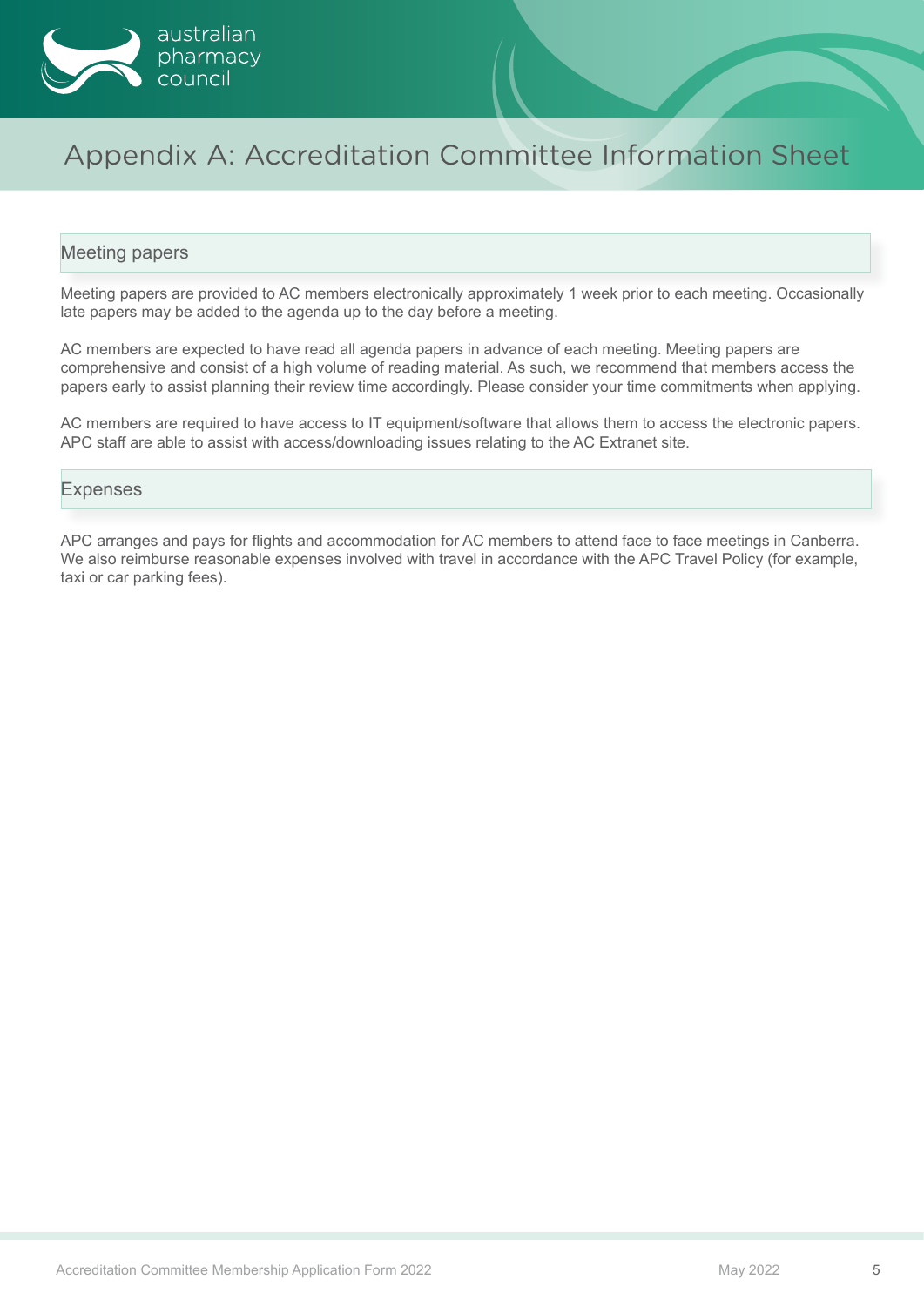# Appendix A: Accreditation Committee Information Sheet

## Meeting papers

Meeting papers are provided to AC members electronically approximately 1 week prior to each meeting. Occasionally late papers may be added to the agenda up to the day before a meeting.

AC members are expected to have read all agenda papers in advance of each meeting. Meeting papers are comprehensive and consist of a high volume of reading material. As such, we recommend that members access the papers early to assist planning their review time accordingly. Please consider your time commitments when applying.

AC members are required to have access to IT equipment/software that allows them to access the electronic papers. APC staff are able to assist with access/downloading issues relating to the AC Extranet site.

## Expenses

APC arranges and pays for flights and accommodation for AC members to attend face to face meetings in Canberra. We also reimburse reasonable expenses involved with travel in accordance with the APC Travel Policy (for example, taxi or car parking fees).